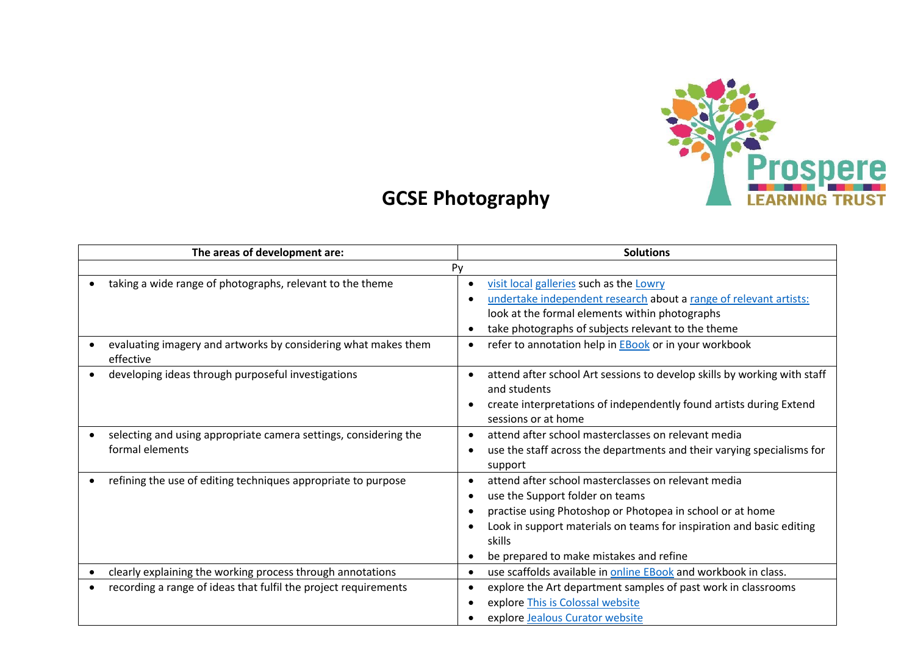# GCSE Photography

| The areas of development are: | Solutions |
|---|---|
| Py | |
| • taking a wide range of photographs, relevant to the theme | • visit local galleries such as the Lowry<br>• undertake independent research about a range of relevant artists: look at the formal elements within photographs<br>• take photographs of subjects relevant to the theme |
| • evaluating imagery and artworks by considering what makes them effective | • refer to annotation help in EBook or in your workbook |
| • developing ideas through purposeful investigations | • attend after school Art sessions to develop skills by working with staff and students<br>• create interpretations of independently found artists during Extend sessions or at home |
| • selecting and using appropriate camera settings, considering the formal elements | • attend after school masterclasses on relevant media<br>• use the staff across the departments and their varying specialisms for support |
| • refining the use of editing techniques appropriate to purpose | • attend after school masterclasses on relevant media<br>• use the Support folder on teams<br>• practise using Photoshop or Photopea in school or at home<br>• Look in support materials on teams for inspiration and basic editing skills<br>• be prepared to make mistakes and refine |
| • clearly explaining the working process through annotations | • use scaffolds available in online EBook and workbook in class. |
| • recording a range of ideas that fulfil the project requirements | • explore the Art department samples of past work in classrooms<br>• explore This is Colossal website<br>• explore Jealous Curator website |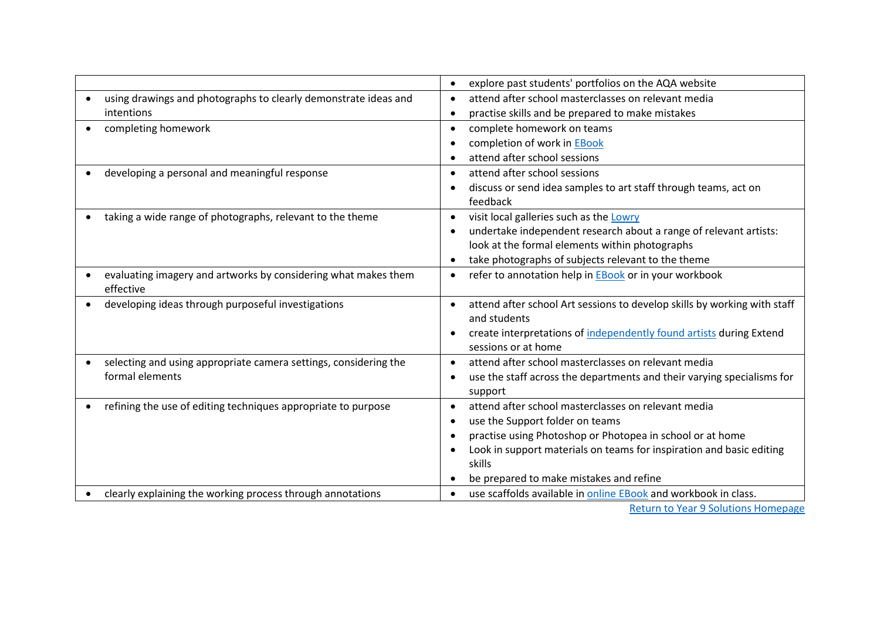| | |
|---|---|
| | • explore past students' portfolios on the AQA website |
| • using drawings and photographs to clearly demonstrate ideas and intentions | • attend after school masterclasses on relevant media<br>• practise skills and be prepared to make mistakes |
| • completing homework | • complete homework on teams<br>• completion of work in EBook<br>• attend after school sessions |
| • developing a personal and meaningful response | • attend after school sessions<br>• discuss or send idea samples to art staff through teams, act on feedback |
| • taking a wide range of photographs, relevant to the theme | • visit local galleries such as the Lowry<br>• undertake independent research about a range of relevant artists: look at the formal elements within photographs<br>• take photographs of subjects relevant to the theme |
| • evaluating imagery and artworks by considering what makes them effective | • refer to annotation help in EBook or in your workbook |
| • developing ideas through purposeful investigations | • attend after school Art sessions to develop skills by working with staff and students<br>• create interpretations of independently found artists during Extend sessions or at home |
| • selecting and using appropriate camera settings, considering the formal elements | • attend after school masterclasses on relevant media<br>• use the staff across the departments and their varying specialisms for support |
| • refining the use of editing techniques appropriate to purpose | • attend after school masterclasses on relevant media<br>• use the Support folder on teams<br>• practise using Photoshop or Photopea in school or at home<br>• Look in support materials on teams for inspiration and basic editing skills<br>• be prepared to make mistakes and refine |
| • clearly explaining the working process through annotations | • use scaffolds available in online EBook and workbook in class. |

Return to Year 9 Solutions Homepage